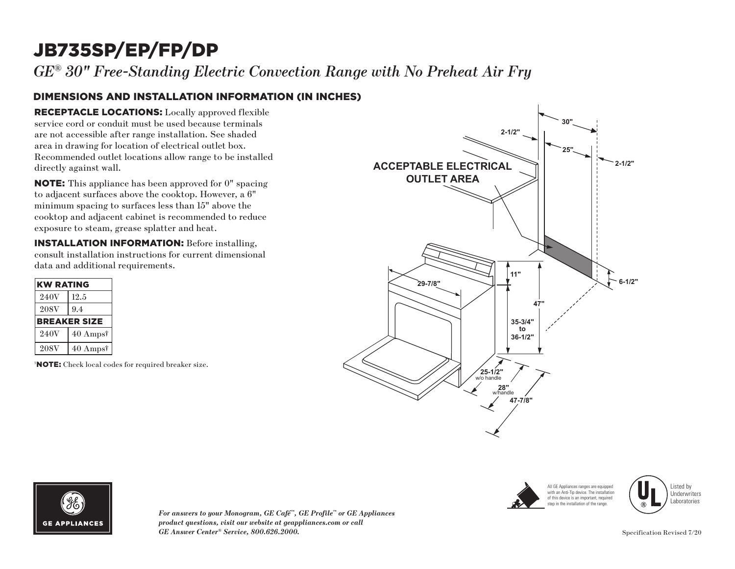# JB735SP/EP/FP/DP

## *GE® 30" Free-Standing Electric Convection Range with No Preheat Air Fry*

### DIMENSIONS AND INSTALLATION INFORMATION (IN INCHES)

**RECEPTACLE LOCATIONS:** Locally approved flexible service cord or conduit must be used because terminals are not accessible after range installation. See shaded area in drawing for location of electrical outlet box. Recommended outlet locations allow range to be installed directly against wall.

**NOTE:** This appliance has been approved for 0" spacing to adjacent surfaces above the cooktop. However, a 6" minimum spacing to surfaces less than 15" above the cooktop and adjacent cabinet is recommended to reduce exposure to steam, grease splatter and heat.

**INSTALLATION INFORMATION:** Before installing, consult installation instructions for current dimensional data and additional requirements.

| KW RATING | |
|---|---|
| 240V | 12.5 |
| 208V | 9.4 |
| **BREAKER SIZE** | |
| 240V | 40 Amps† |
| 208V | 40 Amps† |

†**NOTE:** Check local codes for required breaker size.

ACCEPTABLE ELECTRICAL OUTLET AREA

30" | 2-1/2" | 25" | 2-1/2" | 11" | 6-1/2" | 29-7/8" | 47" | 35-3/4" to 36-1/2" | 25-1/2" w/o handle | 28" w/handle | 47-7/8"

All GE Appliances ranges are equipped with an Anti-Tip device. The installation of this device is an important, required step in the installation of the range.

Listed by Underwriters Laboratories

GE APPLIANCES

*For answers to your Monogram, GE Café™, GE Profile™ or GE Appliances product questions, visit our website at geappliances.com or call GE Answer Center® Service, 800.626.2000.*

Specification Revised 7/20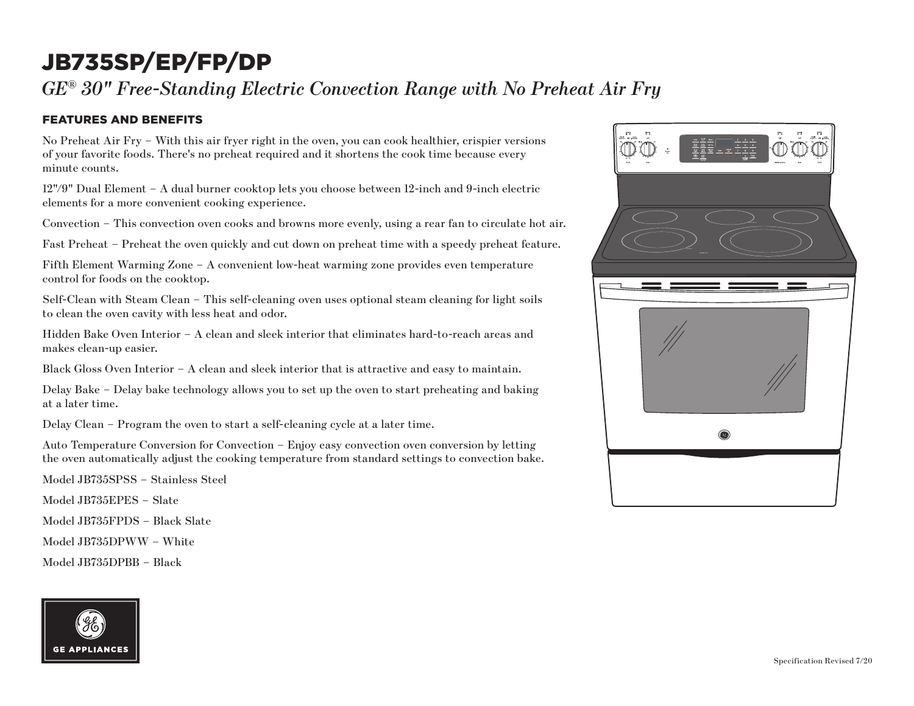# JB735SP/EP/FP/DP

*GE® 30" Free-Standing Electric Convection Range with No Preheat Air Fry*

## FEATURES AND BENEFITS

No Preheat Air Fry – With this air fryer right in the oven, you can cook healthier, crispier versions of your favorite foods. There's no preheat required and it shortens the cook time because every minute counts.

12"/9" Dual Element – A dual burner cooktop lets you choose between 12-inch and 9-inch electric elements for a more convenient cooking experience.

Convection – This convection oven cooks and browns more evenly, using a rear fan to circulate hot air.

Fast Preheat – Preheat the oven quickly and cut down on preheat time with a speedy preheat feature.

Fifth Element Warming Zone – A convenient low-heat warming zone provides even temperature control for foods on the cooktop.

Self-Clean with Steam Clean – This self-cleaning oven uses optional steam cleaning for light soils to clean the oven cavity with less heat and odor.

Hidden Bake Oven Interior – A clean and sleek interior that eliminates hard-to-reach areas and makes clean-up easier.

Black Gloss Oven Interior – A clean and sleek interior that is attractive and easy to maintain.

Delay Bake – Delay bake technology allows you to set up the oven to start preheating and baking at a later time.

Delay Clean – Program the oven to start a self-cleaning cycle at a later time.

Auto Temperature Conversion for Convection – Enjoy easy convection oven conversion by letting the oven automatically adjust the cooking temperature from standard settings to convection bake.

Model JB735SPSS – Stainless Steel

Model JB735EPES – Slate

Model JB735FPDS – Black Slate

Model JB735DPWW – White

Model JB735DPBB – Black

GE APPLIANCES

Specification Revised 7/20